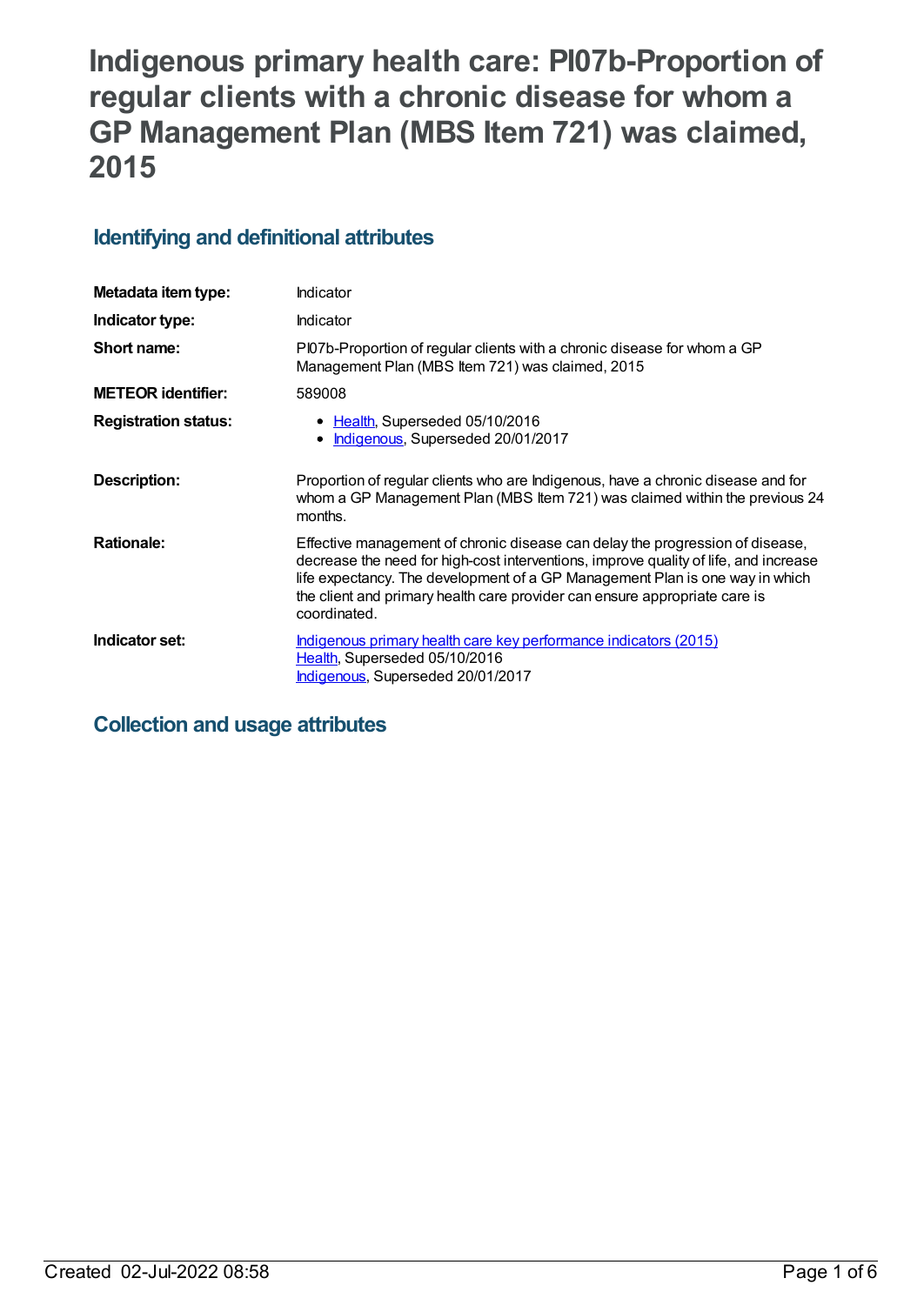# Indigenous primary health care: PI07b-Proportion of regular clients with a chronic disease for whom a GP Management Plan (MBS Item 721) was claimed, 2015

## Identifying and definitional attributes

| | |
|---|---|
| **Metadata item type:** | Indicator |
| **Indicator type:** | Indicator |
| **Short name:** | PI07b-Proportion of regular clients with a chronic disease for whom a GP Management Plan (MBS Item 721) was claimed, 2015 |
| **METEOR identifier:** | 589008 |
| **Registration status:** | • Health, Superseded 05/10/2016<br>• Indigenous, Superseded 20/01/2017 |
| **Description:** | Proportion of regular clients who are Indigenous, have a chronic disease and for whom a GP Management Plan (MBS Item 721) was claimed within the previous 24 months. |
| **Rationale:** | Effective management of chronic disease can delay the progression of disease, decrease the need for high-cost interventions, improve quality of life, and increase life expectancy. The development of a GP Management Plan is one way in which the client and primary health care provider can ensure appropriate care is coordinated. |
| **Indicator set:** | Indigenous primary health care key performance indicators (2015)<br>Health, Superseded 05/10/2016<br>Indigenous, Superseded 20/01/2017 |

## Collection and usage attributes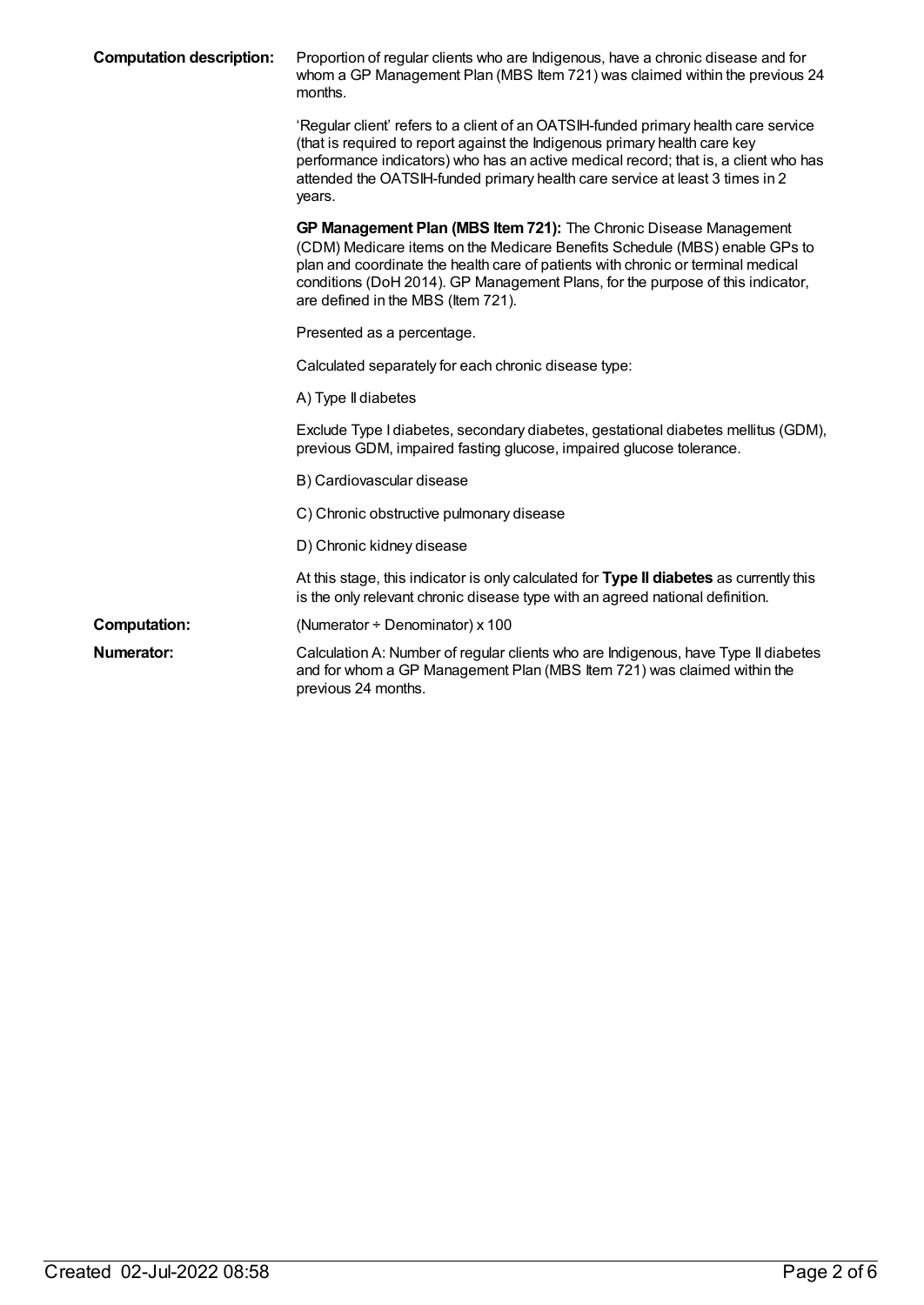**Computation description:** Proportion of regular clients who are Indigenous, have a chronic disease and for whom a GP Management Plan (MBS Item 721) was claimed within the previous 24 months.

'Regular client' refers to a client of an OATSIH-funded primary health care service (that is required to report against the Indigenous primary health care key performance indicators) who has an active medical record; that is, a client who has attended the OATSIH-funded primary health care service at least 3 times in 2 years.

**GP Management Plan (MBS Item 721):** The Chronic Disease Management (CDM) Medicare items on the Medicare Benefits Schedule (MBS) enable GPs to plan and coordinate the health care of patients with chronic or terminal medical conditions (DoH 2014). GP Management Plans, for the purpose of this indicator, are defined in the MBS (Item 721).

Presented as a percentage.

Calculated separately for each chronic disease type:

A) Type II diabetes

Exclude Type I diabetes, secondary diabetes, gestational diabetes mellitus (GDM), previous GDM, impaired fasting glucose, impaired glucose tolerance.

B) Cardiovascular disease

C) Chronic obstructive pulmonary disease

D) Chronic kidney disease

At this stage, this indicator is only calculated for **Type II diabetes** as currently this is the only relevant chronic disease type with an agreed national definition.

**Computation:** (Numerator ÷ Denominator) x 100

**Numerator:** Calculation A: Number of regular clients who are Indigenous, have Type II diabetes and for whom a GP Management Plan (MBS Item 721) was claimed within the previous 24 months.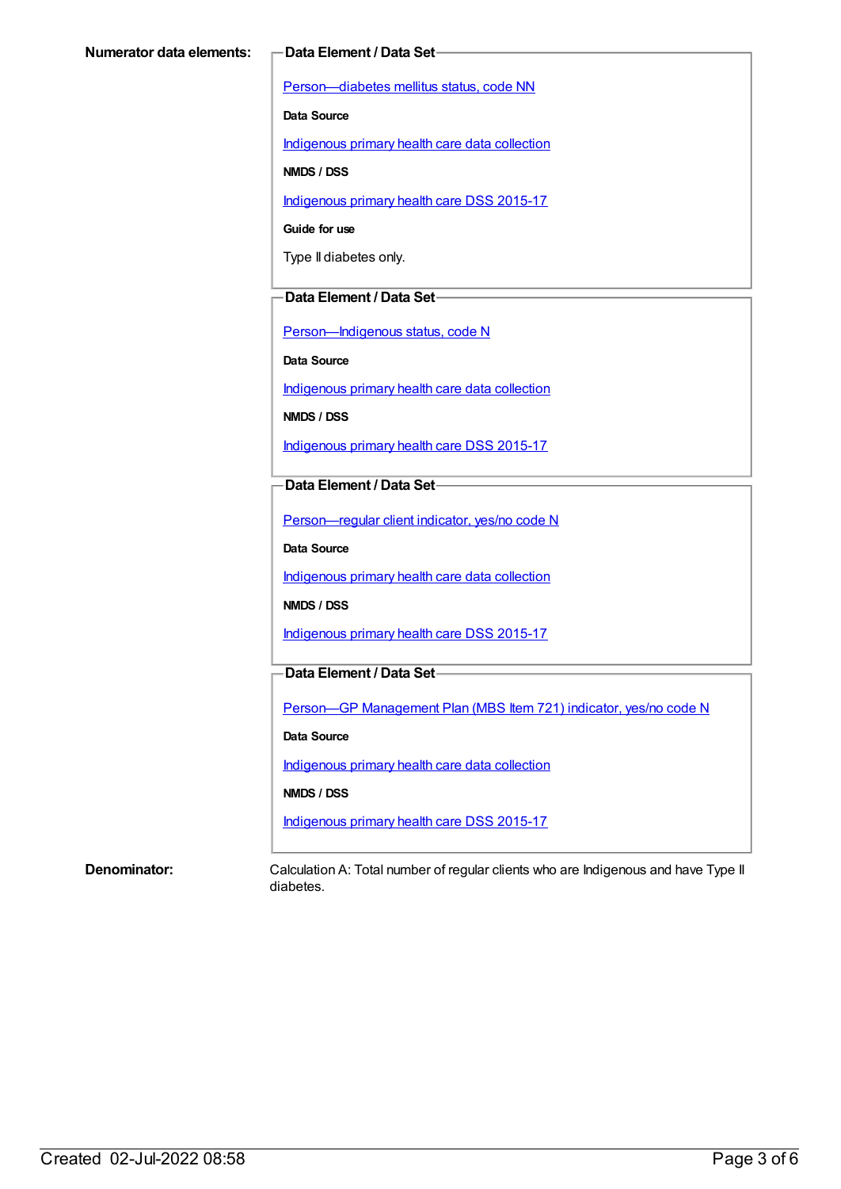**Numerator data elements:**

**Data Element / Data Set**

Person—diabetes mellitus status, code NN

**Data Source**

Indigenous primary health care data collection

**NMDS / DSS**

Indigenous primary health care DSS 2015-17

**Guide for use**

Type II diabetes only.

**Data Element / Data Set**

Person—Indigenous status, code N

**Data Source**

Indigenous primary health care data collection

**NMDS / DSS**

Indigenous primary health care DSS 2015-17

**Data Element / Data Set**

Person—regular client indicator, yes/no code N

**Data Source**

Indigenous primary health care data collection

**NMDS / DSS**

Indigenous primary health care DSS 2015-17

**Data Element / Data Set**

Person—GP Management Plan (MBS Item 721) indicator, yes/no code N

**Data Source**

Indigenous primary health care data collection

**NMDS / DSS**

Indigenous primary health care DSS 2015-17

**Denominator:**

Calculation A: Total number of regular clients who are Indigenous and have Type II diabetes.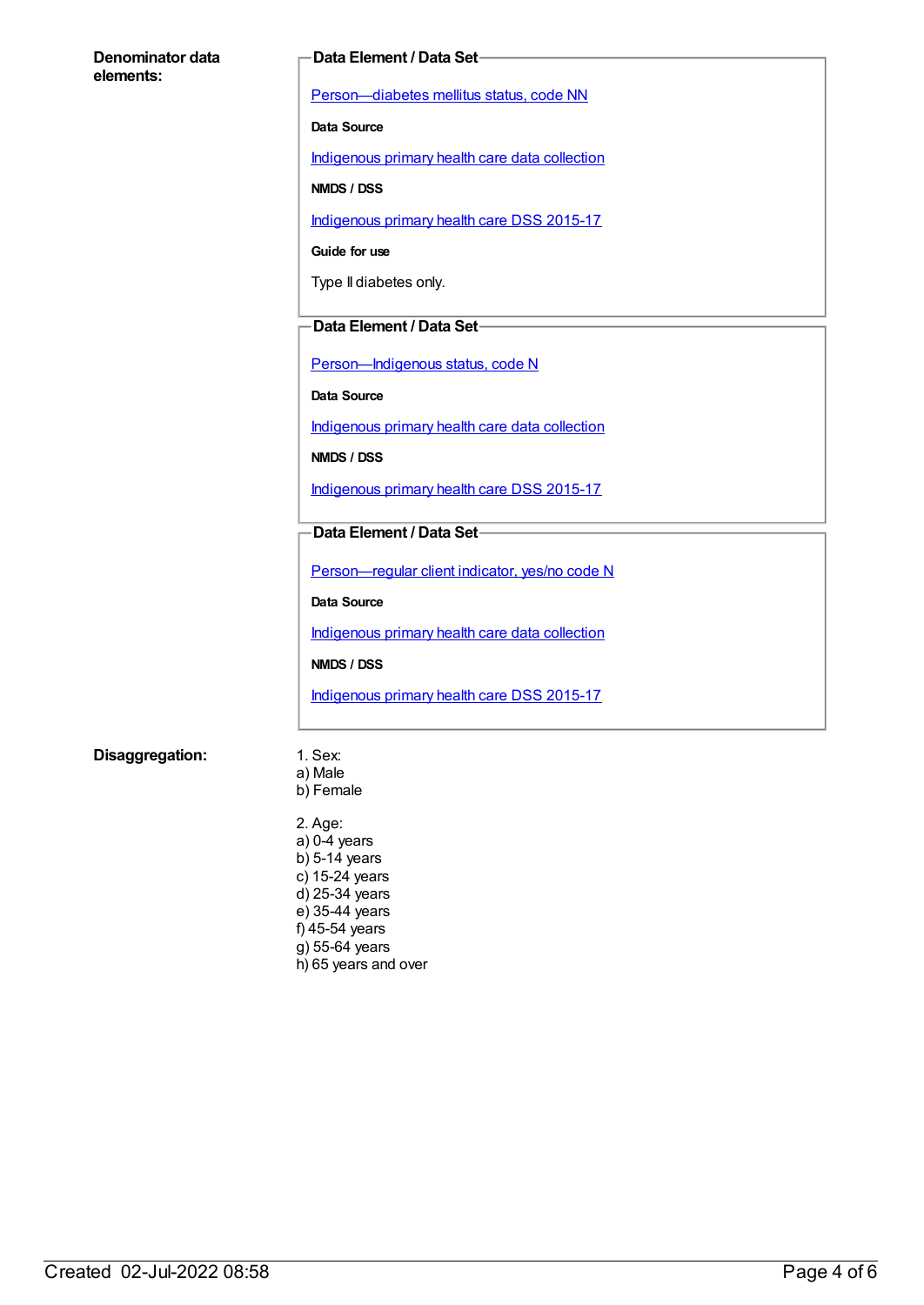**Denominator data elements:**

**Data Element / Data Set**

Person—diabetes mellitus status, code NN

**Data Source**

Indigenous primary health care data collection

**NMDS / DSS**

Indigenous primary health care DSS 2015-17

**Guide for use**

Type II diabetes only.

**Data Element / Data Set**

Person—Indigenous status, code N

**Data Source**

Indigenous primary health care data collection

**NMDS / DSS**

Indigenous primary health care DSS 2015-17

**Data Element / Data Set**

Person—regular client indicator, yes/no code N

**Data Source**

Indigenous primary health care data collection

**NMDS / DSS**

Indigenous primary health care DSS 2015-17

**Disaggregation:**

1. Sex:
a) Male
b) Female

2. Age:
a) 0-4 years
b) 5-14 years
c) 15-24 years
d) 25-34 years
e) 35-44 years
f) 45-54 years
g) 55-64 years
h) 65 years and over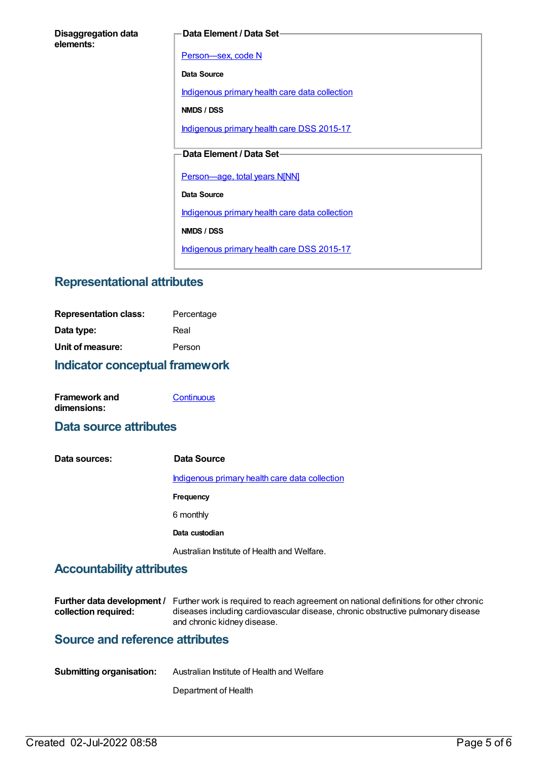**Disaggregation data elements:**

**Data Element / Data Set**

Person—sex, code N

**Data Source**

Indigenous primary health care data collection

**NMDS / DSS**

Indigenous primary health care DSS 2015-17

**Data Element / Data Set**

Person—age, total years N[NN]

**Data Source**

Indigenous primary health care data collection

**NMDS / DSS**

Indigenous primary health care DSS 2015-17

## Representational attributes

**Representation class:** Percentage

**Data type:** Real

**Unit of measure:** Person

## Indicator conceptual framework

**Framework and dimensions:** Continuous

## Data source attributes

**Data sources:**

**Data Source**

Indigenous primary health care data collection

**Frequency**

6 monthly

**Data custodian**

Australian Institute of Health and Welfare.

## Accountability attributes

**Further data development / collection required:** Further work is required to reach agreement on national definitions for other chronic diseases including cardiovascular disease, chronic obstructive pulmonary disease and chronic kidney disease.

## Source and reference attributes

**Submitting organisation:** Australian Institute of Health and Welfare

Department of Health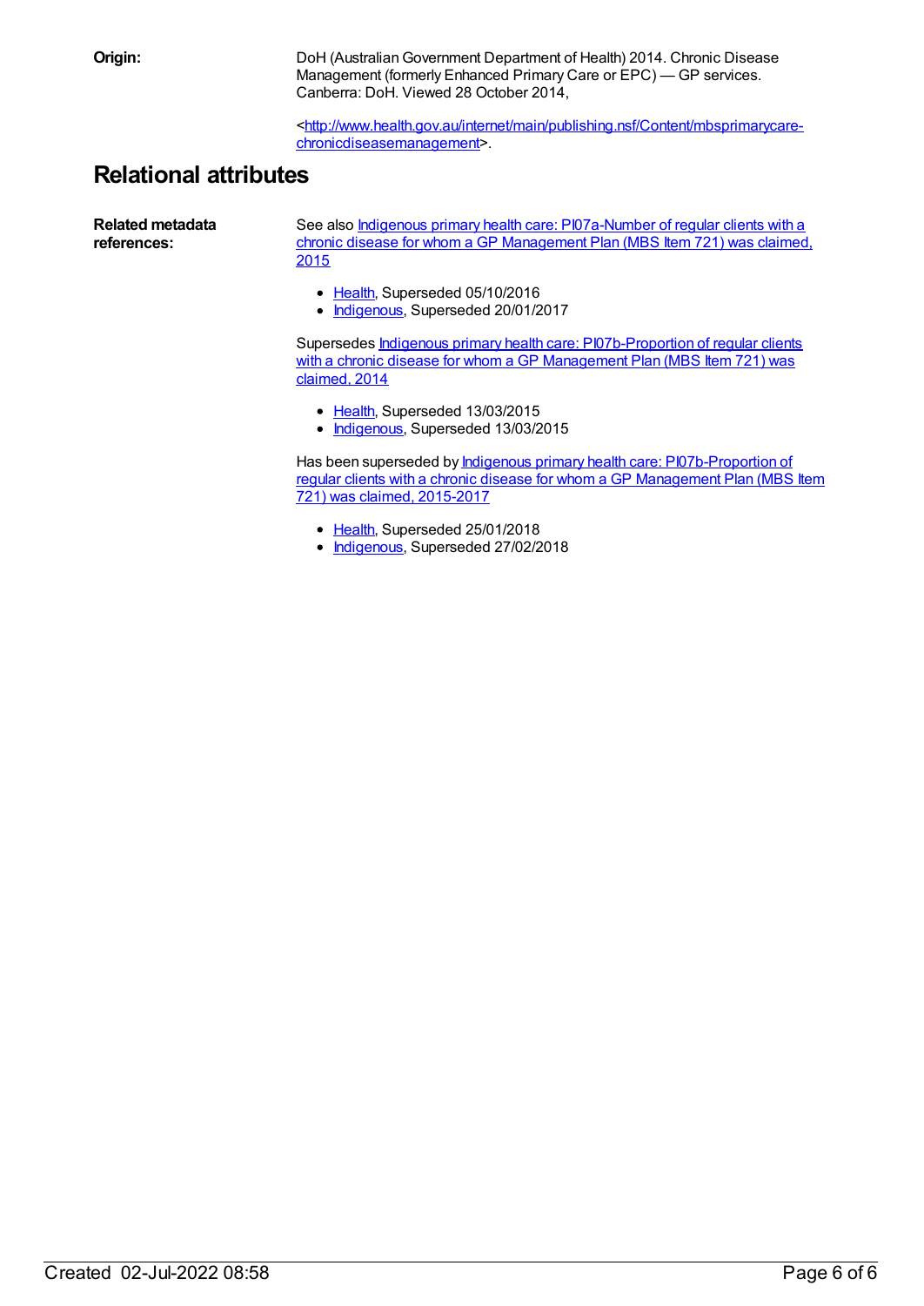**Origin:** DoH (Australian Government Department of Health) 2014. Chronic Disease Management (formerly Enhanced Primary Care or EPC) — GP services. Canberra: DoH. Viewed 28 October 2014,

<http://www.health.gov.au/internet/main/publishing.nsf/Content/mbsprimarycare-chronicdiseasemanagement>.

## Relational attributes

**Related metadata references:**

See also Indigenous primary health care: PI07a-Number of regular clients with a chronic disease for whom a GP Management Plan (MBS Item 721) was claimed, 2015

- Health, Superseded 05/10/2016
- Indigenous, Superseded 20/01/2017

Supersedes Indigenous primary health care: PI07b-Proportion of regular clients with a chronic disease for whom a GP Management Plan (MBS Item 721) was claimed, 2014

- Health, Superseded 13/03/2015
- Indigenous, Superseded 13/03/2015

Has been superseded by Indigenous primary health care: PI07b-Proportion of regular clients with a chronic disease for whom a GP Management Plan (MBS Item 721) was claimed, 2015-2017

- Health, Superseded 25/01/2018
- Indigenous, Superseded 27/02/2018